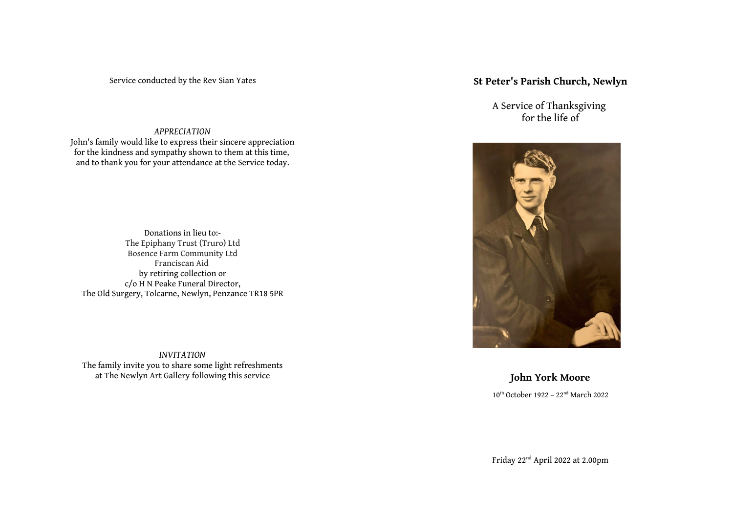Service conducted by the Rev Sian Yates

*APPRECIATION*

John's family would like to express their sincere appreciation for the kindness and sympathy shown to them at this time, and to thank you for your attendance at the Service today.

Donations in lieu to:-
The Epiphany Trust (Truro) Ltd
Bosence Farm Community Ltd
Franciscan Aid
by retiring collection or
c/o H N Peake Funeral Director,
The Old Surgery, Tolcarne, Newlyn, Penzance TR18 5PR

*INVITATION*

The family invite you to share some light refreshments at The Newlyn Art Gallery following this service

**St Peter's Parish Church, Newlyn**

A Service of Thanksgiving
for the life of

**John York Moore**

10th October 1922 – 22nd March 2022

Friday 22nd April 2022 at 2.00pm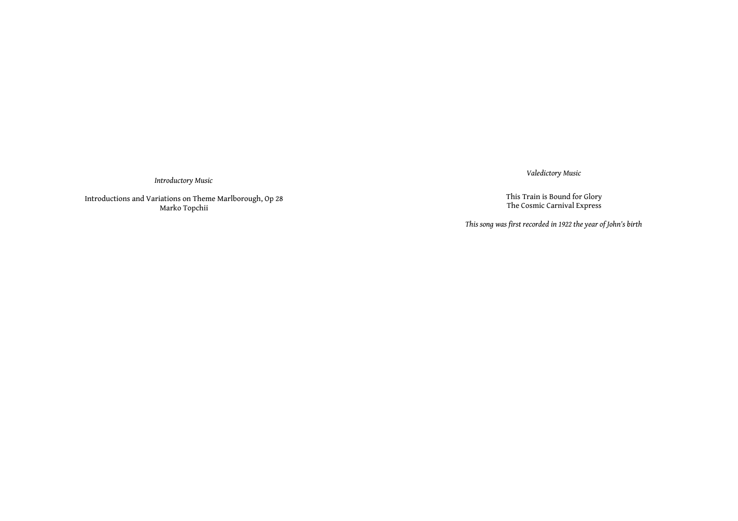*Introductory Music*

Introductions and Variations on Theme Marlborough, Op 28
Marko Topchii

*Valedictory Music*

This Train is Bound for Glory
The Cosmic Carnival Express

*This song was first recorded in 1922 the year of John's birth*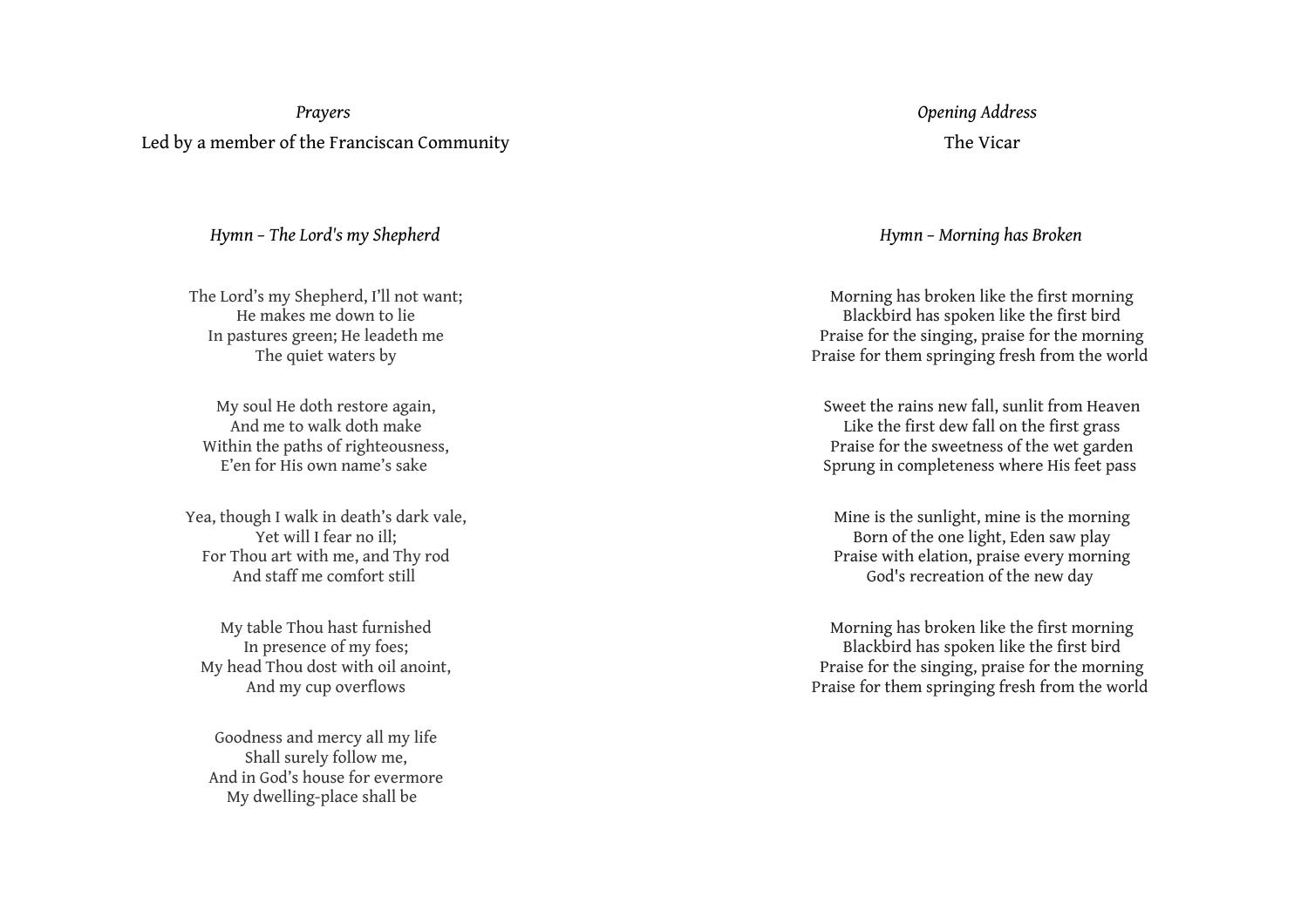*Prayers*

Led by a member of the Franciscan Community

*Hymn – The Lord's my Shepherd*

The Lord's my Shepherd, I'll not want;
He makes me down to lie
In pastures green; He leadeth me
The quiet waters by

My soul He doth restore again,
And me to walk doth make
Within the paths of righteousness,
E'en for His own name's sake

Yea, though I walk in death's dark vale,
Yet will I fear no ill;
For Thou art with me, and Thy rod
And staff me comfort still

My table Thou hast furnished
In presence of my foes;
My head Thou dost with oil anoint,
And my cup overflows

Goodness and mercy all my life
Shall surely follow me,
And in God's house for evermore
My dwelling-place shall be

*Opening Address*

The Vicar

*Hymn – Morning has Broken*

Morning has broken like the first morning
Blackbird has spoken like the first bird
Praise for the singing, praise for the morning
Praise for them springing fresh from the world

Sweet the rains new fall, sunlit from Heaven
Like the first dew fall on the first grass
Praise for the sweetness of the wet garden
Sprung in completeness where His feet pass

Mine is the sunlight, mine is the morning
Born of the one light, Eden saw play
Praise with elation, praise every morning
God's recreation of the new day

Morning has broken like the first morning
Blackbird has spoken like the first bird
Praise for the singing, praise for the morning
Praise for them springing fresh from the world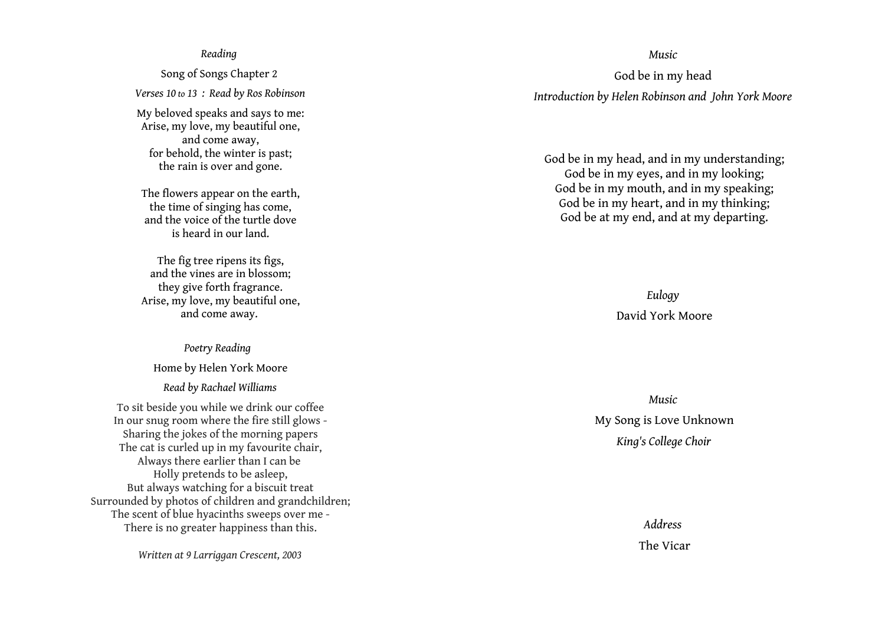*Reading*

Song of Songs Chapter 2

*Verses 10 to 13 : Read by Ros Robinson*

My beloved speaks and says to me:
Arise, my love, my beautiful one,
and come away,
for behold, the winter is past;
the rain is over and gone.

The flowers appear on the earth,
the time of singing has come,
and the voice of the turtle dove
is heard in our land.

The fig tree ripens its figs,
and the vines are in blossom;
they give forth fragrance.
Arise, my love, my beautiful one,
and come away.

*Poetry Reading*

Home by Helen York Moore

*Read by Rachael Williams*

To sit beside you while we drink our coffee
In our snug room where the fire still glows -
Sharing the jokes of the morning papers
The cat is curled up in my favourite chair,
Always there earlier than I can be
Holly pretends to be asleep,
But always watching for a biscuit treat
Surrounded by photos of children and grandchildren;
The scent of blue hyacinths sweeps over me -
There is no greater happiness than this.

*Written at 9 Larriggan Crescent, 2003*

*Music*

God be in my head

*Introduction by Helen Robinson and John York Moore*

God be in my head, and in my understanding;
God be in my eyes, and in my looking;
God be in my mouth, and in my speaking;
God be in my heart, and in my thinking;
God be at my end, and at my departing.

*Eulogy*

David York Moore

*Music*

My Song is Love Unknown

*King's College Choir*

*Address*

The Vicar